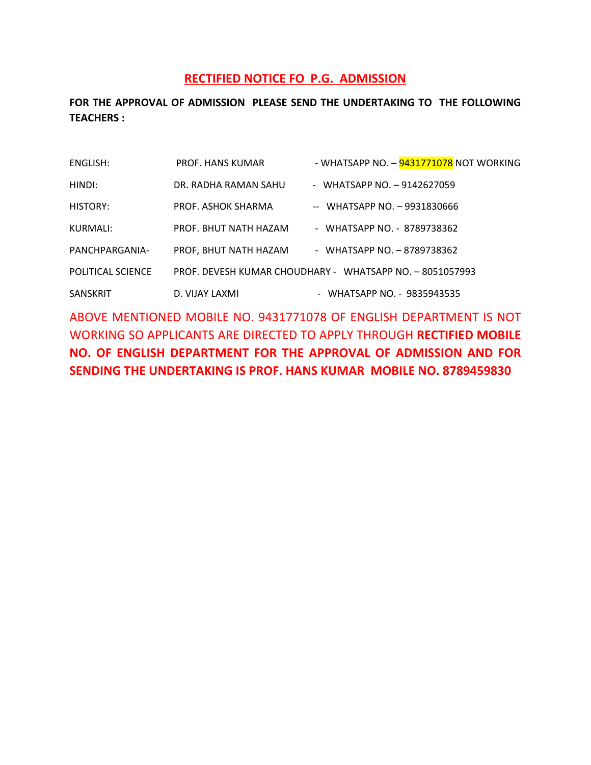# RECTIFIED NOTICE FO P.G. ADMISSION

**FOR THE APPROVAL OF ADMISSION PLEASE SEND THE UNDERTAKING TO THE FOLLOWING TEACHERS :**

| | | |
|---|---|---|
| ENGLISH: | PROF. HANS KUMAR | - WHATSAPP NO. – 9431771078 NOT WORKING |
| HINDI: | DR. RADHA RAMAN SAHU | - WHATSAPP NO. – 9142627059 |
| HISTORY: | PROF. ASHOK SHARMA | -- WHATSAPP NO. – 9931830666 |
| KURMALI: | PROF. BHUT NATH HAZAM | - WHATSAPP NO. - 8789738362 |
| PANCHPARGANIA- | PROF, BHUT NATH HAZAM | - WHATSAPP NO. – 8789738362 |
| POLITICAL SCIENCE | PROF. DEVESH KUMAR CHOUDHARY | - WHATSAPP NO. – 8051057993 |
| SANSKRIT | D. VIJAY LAXMI | - WHATSAPP NO. - 9835943535 |

ABOVE MENTIONED MOBILE NO. 9431771078 OF ENGLISH DEPARTMENT IS NOT WORKING SO APPLICANTS ARE DIRECTED TO APPLY THROUGH **RECTIFIED MOBILE NO. OF ENGLISH DEPARTMENT FOR THE APPROVAL OF ADMISSION AND FOR SENDING THE UNDERTAKING IS PROF. HANS KUMAR MOBILE NO. 8789459830**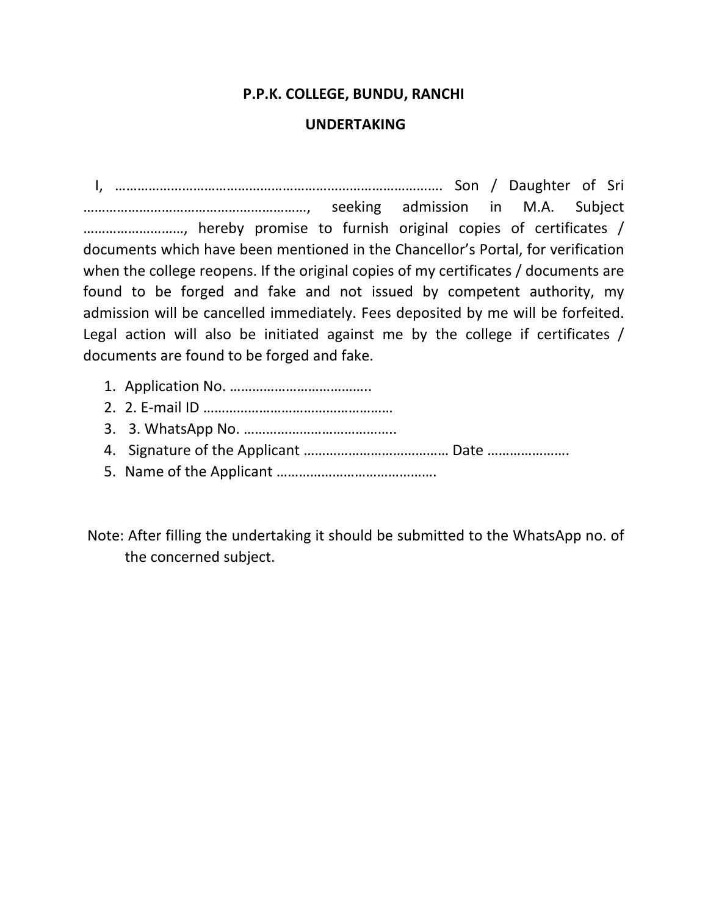**P.P.K. COLLEGE, BUNDU, RANCHI**

**UNDERTAKING**

I, ………………………………………………………………………………. Son / Daughter of Sri …………………………………………………, seeking admission in M.A. Subject ………………………, hereby promise to furnish original copies of certificates / documents which have been mentioned in the Chancellor's Portal, for verification when the college reopens. If the original copies of my certificates / documents are found to be forged and fake and not issued by competent authority, my admission will be cancelled immediately. Fees deposited by me will be forfeited. Legal action will also be initiated against me by the college if certificates / documents are found to be forged and fake.

1. Application No. ………………………………..
2. 2. E-mail ID ……………………………………………
3. 3. WhatsApp No. …………………………………..
4. Signature of the Applicant ………………………………… Date ………………….
5. Name of the Applicant …………………………………….

Note: After filling the undertaking it should be submitted to the WhatsApp no. of the concerned subject.